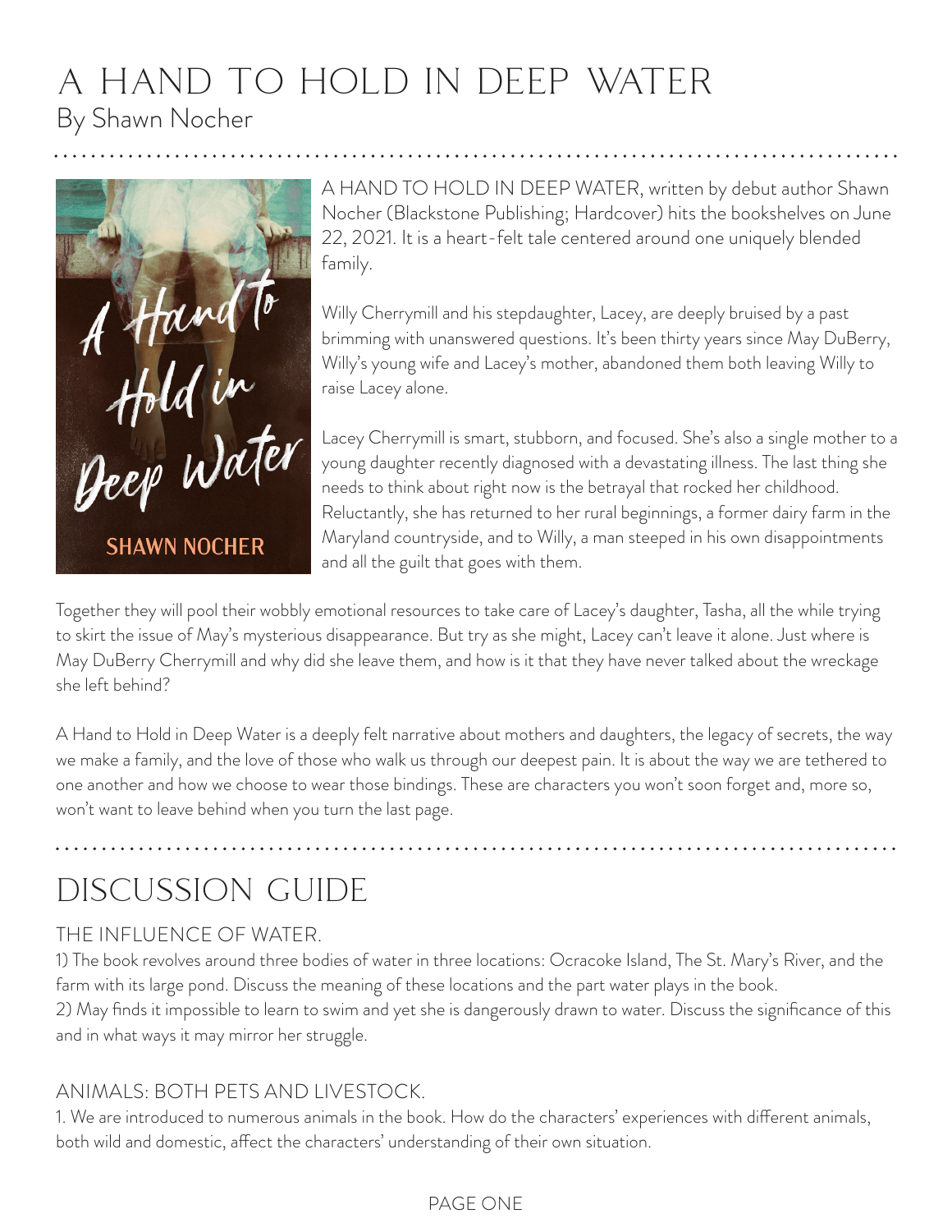# A HAND TO HOLD IN DEEP WATER

By Shawn Nocher

A HAND TO HOLD IN DEEP WATER, written by debut author Shawn Nocher (Blackstone Publishing; Hardcover) hits the bookshelves on June 22, 2021. It is a heart-felt tale centered around one uniquely blended family.

Willy Cherrymill and his stepdaughter, Lacey, are deeply bruised by a past brimming with unanswered questions. It's been thirty years since May DuBerry, Willy's young wife and Lacey's mother, abandoned them both leaving Willy to raise Lacey alone.

Lacey Cherrymill is smart, stubborn, and focused. She's also a single mother to a young daughter recently diagnosed with a devastating illness. The last thing she needs to think about right now is the betrayal that rocked her childhood. Reluctantly, she has returned to her rural beginnings, a former dairy farm in the Maryland countryside, and to Willy, a man steeped in his own disappointments and all the guilt that goes with them.

Together they will pool their wobbly emotional resources to take care of Lacey's daughter, Tasha, all the while trying to skirt the issue of May's mysterious disappearance. But try as she might, Lacey can't leave it alone. Just where is May DuBerry Cherrymill and why did she leave them, and how is it that they have never talked about the wreckage she left behind?

A Hand to Hold in Deep Water is a deeply felt narrative about mothers and daughters, the legacy of secrets, the way we make a family, and the love of those who walk us through our deepest pain. It is about the way we are tethered to one another and how we choose to wear those bindings. These are characters you won't soon forget and, more so, won't want to leave behind when you turn the last page.

## DISCUSSION GUIDE

### THE INFLUENCE OF WATER.

1) The book revolves around three bodies of water in three locations: Ocracoke Island, The St. Mary's River, and the farm with its large pond. Discuss the meaning of these locations and the part water plays in the book.

2) May finds it impossible to learn to swim and yet she is dangerously drawn to water. Discuss the significance of this and in what ways it may mirror her struggle.

### ANIMALS: BOTH PETS AND LIVESTOCK.

1. We are introduced to numerous animals in the book. How do the characters' experiences with different animals, both wild and domestic, affect the characters' understanding of their own situation.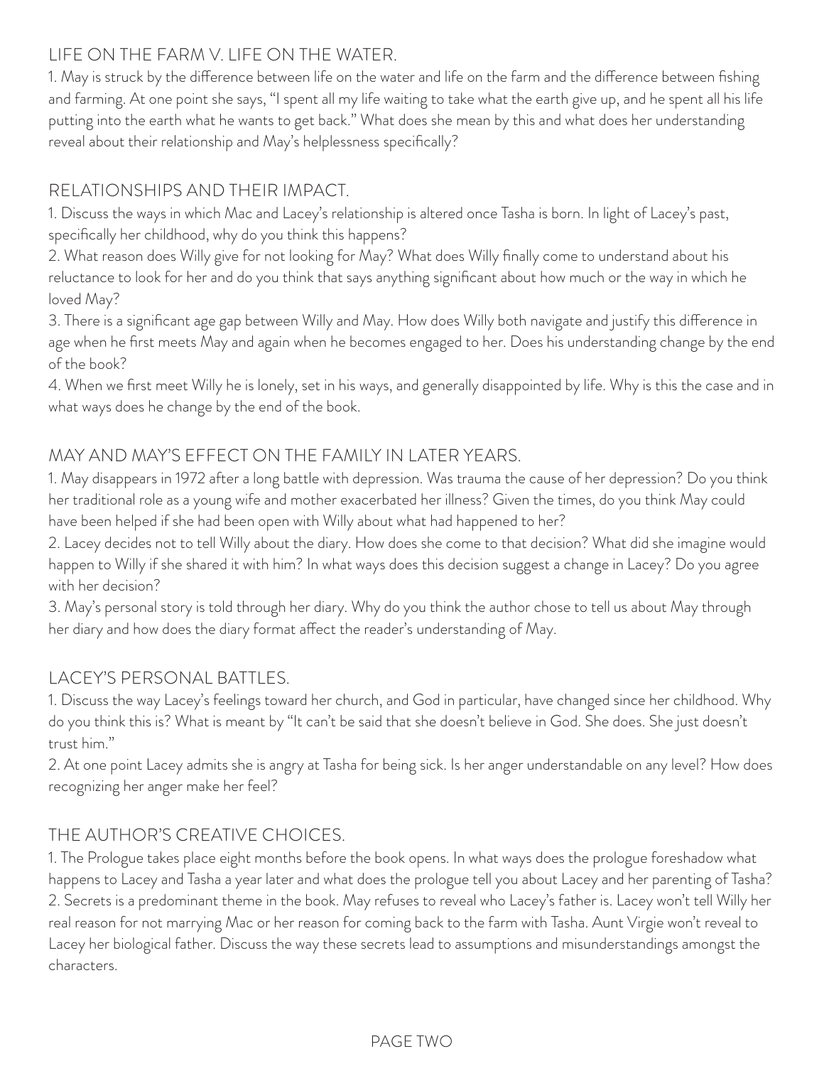## LIFE ON THE FARM V. LIFE ON THE WATER.

1. May is struck by the difference between life on the water and life on the farm and the difference between fishing and farming. At one point she says, "I spent all my life waiting to take what the earth give up, and he spent all his life putting into the earth what he wants to get back." What does she mean by this and what does her understanding reveal about their relationship and May's helplessness specifically?

## RELATIONSHIPS AND THEIR IMPACT.

1. Discuss the ways in which Mac and Lacey's relationship is altered once Tasha is born. In light of Lacey's past, specifically her childhood, why do you think this happens?
2. What reason does Willy give for not looking for May? What does Willy finally come to understand about his reluctance to look for her and do you think that says anything significant about how much or the way in which he loved May?
3. There is a significant age gap between Willy and May. How does Willy both navigate and justify this difference in age when he first meets May and again when he becomes engaged to her. Does his understanding change by the end of the book?
4. When we first meet Willy he is lonely, set in his ways, and generally disappointed by life. Why is this the case and in what ways does he change by the end of the book.

## MAY AND MAY'S EFFECT ON THE FAMILY IN LATER YEARS.

1. May disappears in 1972 after a long battle with depression. Was trauma the cause of her depression? Do you think her traditional role as a young wife and mother exacerbated her illness? Given the times, do you think May could have been helped if she had been open with Willy about what had happened to her?
2. Lacey decides not to tell Willy about the diary. How does she come to that decision? What did she imagine would happen to Willy if she shared it with him? In what ways does this decision suggest a change in Lacey? Do you agree with her decision?
3. May's personal story is told through her diary. Why do you think the author chose to tell us about May through her diary and how does the diary format affect the reader's understanding of May.

## LACEY'S PERSONAL BATTLES.

1. Discuss the way Lacey's feelings toward her church, and God in particular, have changed since her childhood. Why do you think this is? What is meant by "It can't be said that she doesn't believe in God. She does. She just doesn't trust him."
2. At one point Lacey admits she is angry at Tasha for being sick. Is her anger understandable on any level? How does recognizing her anger make her feel?

## THE AUTHOR'S CREATIVE CHOICES.

1. The Prologue takes place eight months before the book opens. In what ways does the prologue foreshadow what happens to Lacey and Tasha a year later and what does the prologue tell you about Lacey and her parenting of Tasha?
2. Secrets is a predominant theme in the book. May refuses to reveal who Lacey's father is. Lacey won't tell Willy her real reason for not marrying Mac or her reason for coming back to the farm with Tasha. Aunt Virgie won't reveal to Lacey her biological father. Discuss the way these secrets lead to assumptions and misunderstandings amongst the characters.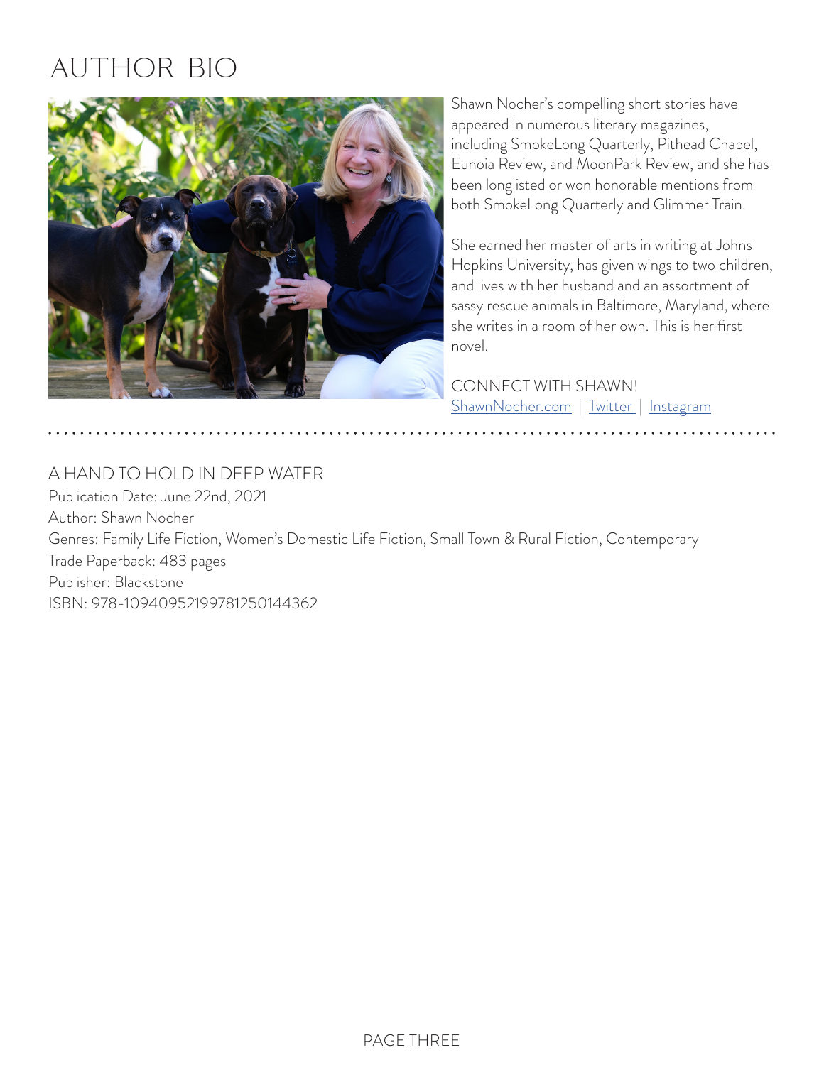# AUTHOR BIO

Shawn Nocher's compelling short stories have appeared in numerous literary magazines, including SmokeLong Quarterly, Pithead Chapel, Eunoia Review, and MoonPark Review, and she has been longlisted or won honorable mentions from both SmokeLong Quarterly and Glimmer Train.

She earned her master of arts in writing at Johns Hopkins University, has given wings to two children, and lives with her husband and an assortment of sassy rescue animals in Baltimore, Maryland, where she writes in a room of her own. This is her first novel.

CONNECT WITH SHAWN!
ShawnNocher.com | Twitter | Instagram

A HAND TO HOLD IN DEEP WATER
Publication Date: June 22nd, 2021
Author: Shawn Nocher
Genres: Family Life Fiction, Women's Domestic Life Fiction, Small Town & Rural Fiction, Contemporary
Trade Paperback: 483 pages
Publisher: Blackstone
ISBN: 978-10940952199781250144362